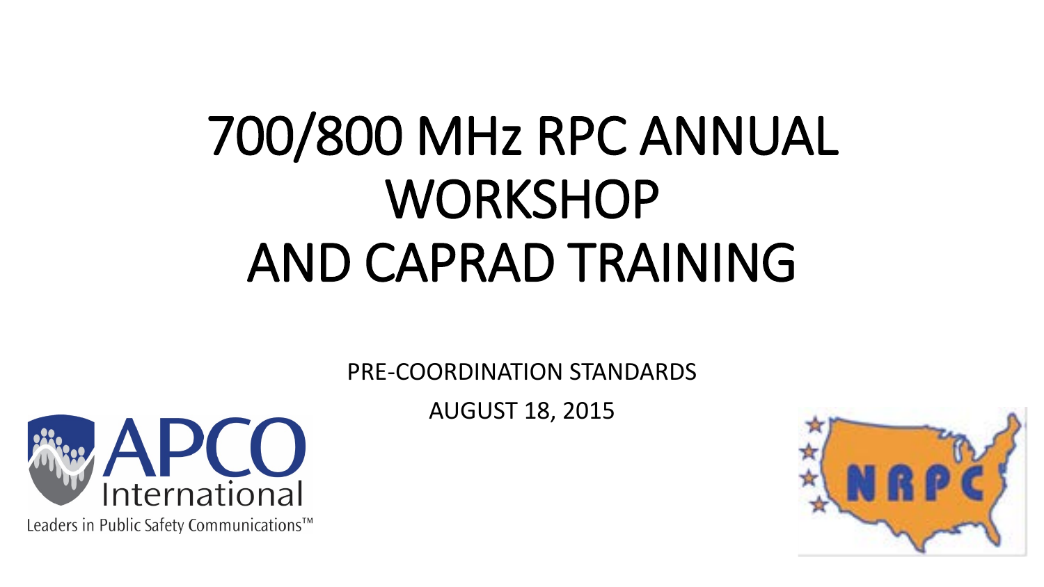# 700/800 MHz RPC ANNUAL WORKSHOP AND CAPRAD TRAINING

PRE-COORDINATION STANDARDS

AUGUST 18, 2015

APCO International

Leaders in Public Safety Communications™

NRPC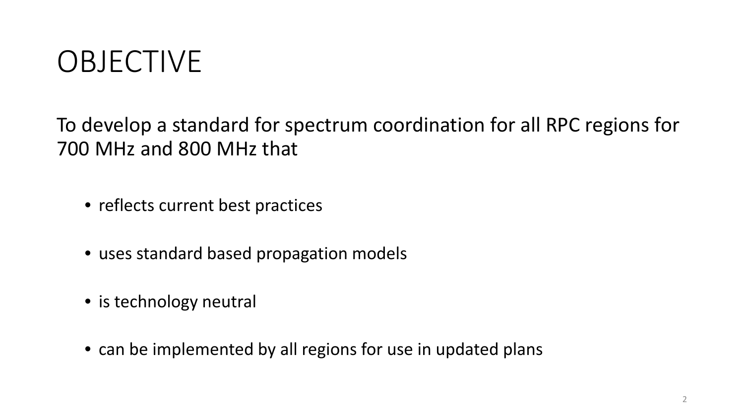# OBJECTIVE

To develop a standard for spectrum coordination for all RPC regions for 700 MHz and 800 MHz that

- reflects current best practices
- uses standard based propagation models
- is technology neutral
- can be implemented by all regions for use in updated plans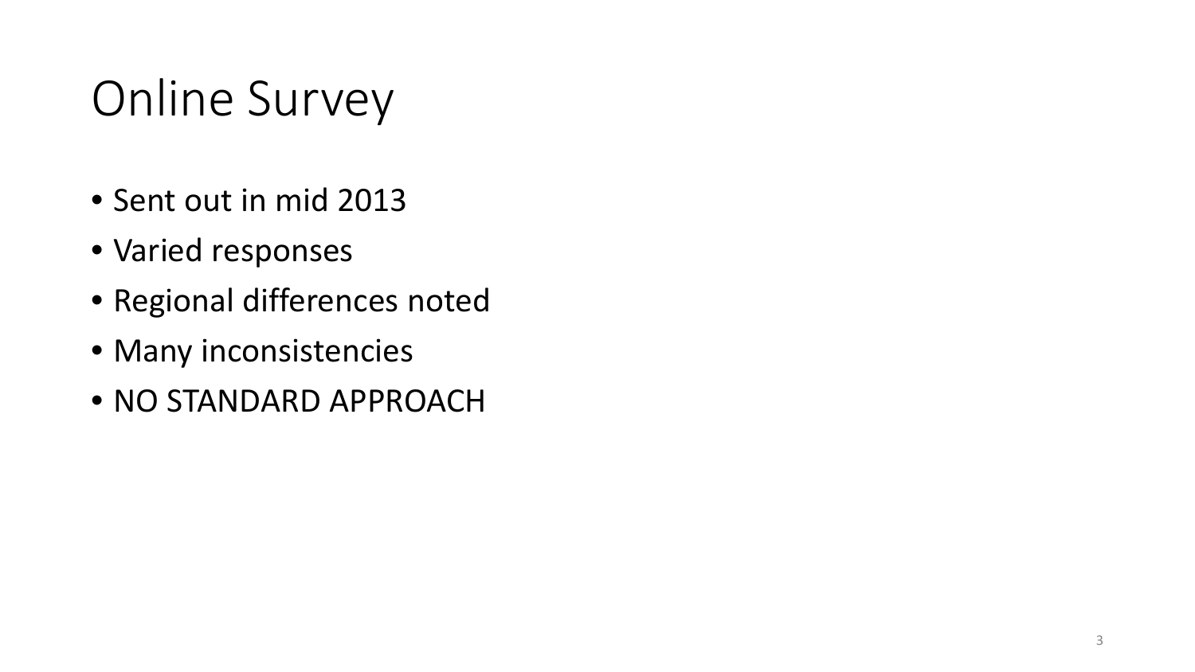# Online Survey

- Sent out in mid 2013
- Varied responses
- Regional differences noted
- Many inconsistencies
- NO STANDARD APPROACH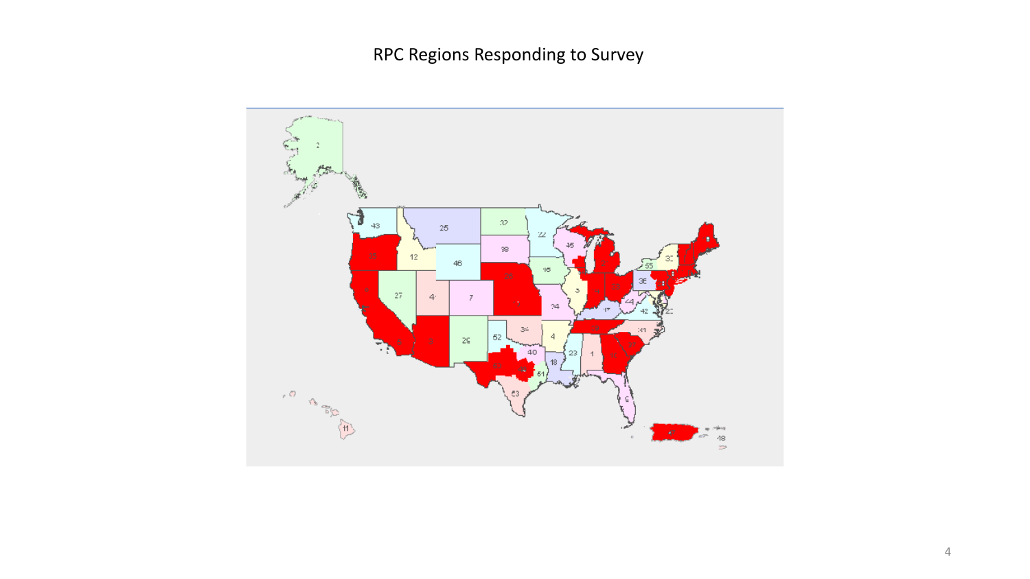RPC Regions Responding to Survey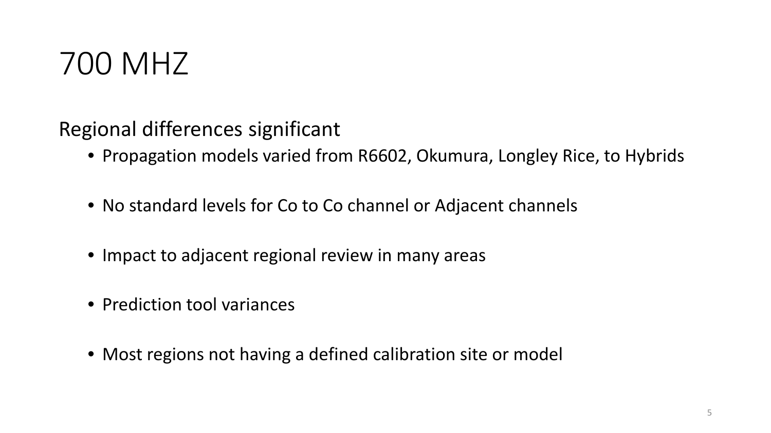# 700 MHZ

Regional differences significant

- Propagation models varied from R6602, Okumura, Longley Rice, to Hybrids
- No standard levels for Co to Co channel or Adjacent channels
- Impact to adjacent regional review in many areas
- Prediction tool variances
- Most regions not having a defined calibration site or model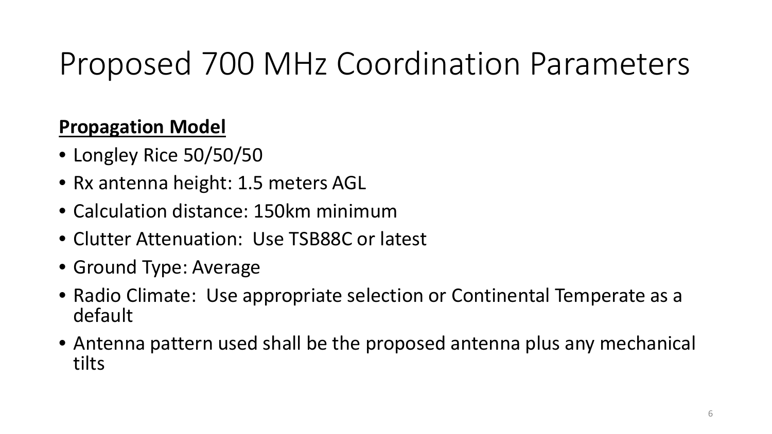# Proposed 700 MHz Coordination Parameters

**Propagation Model**

- Longley Rice 50/50/50
- Rx antenna height: 1.5 meters AGL
- Calculation distance: 150km minimum
- Clutter Attenuation: Use TSB88C or latest
- Ground Type: Average
- Radio Climate: Use appropriate selection or Continental Temperate as a default
- Antenna pattern used shall be the proposed antenna plus any mechanical tilts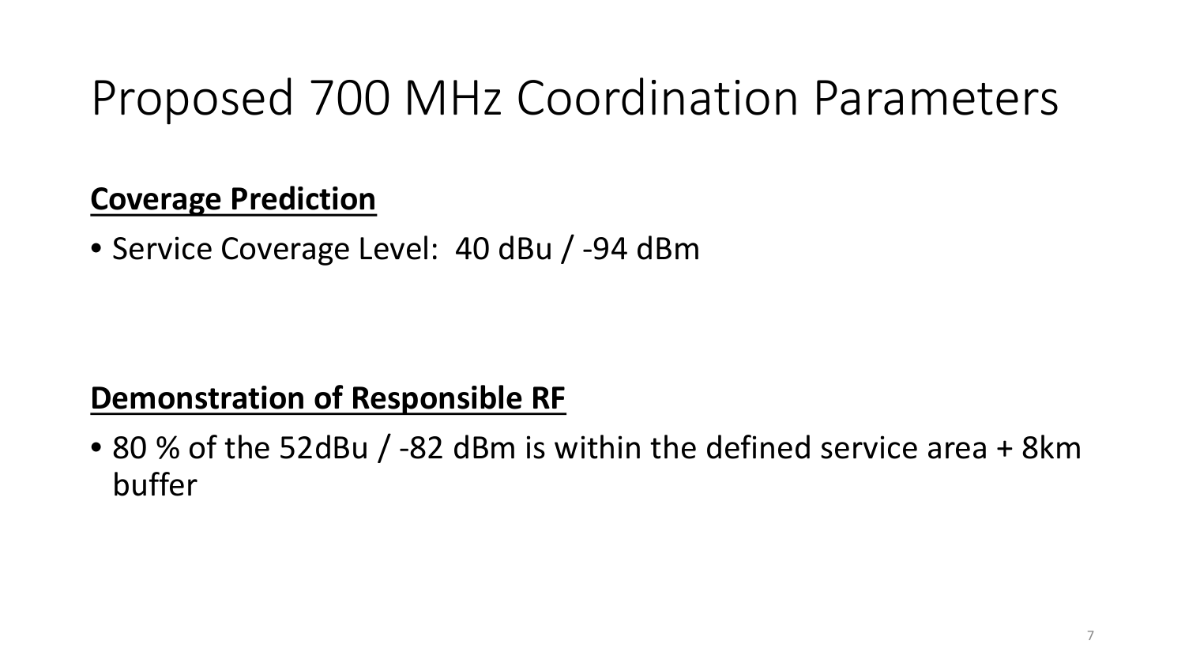# Proposed 700 MHz Coordination Parameters

**Coverage Prediction**

- Service Coverage Level:  40 dBu / -94 dBm

**Demonstration of Responsible RF**

- 80 % of the 52dBu / -82 dBm is within the defined service area + 8km buffer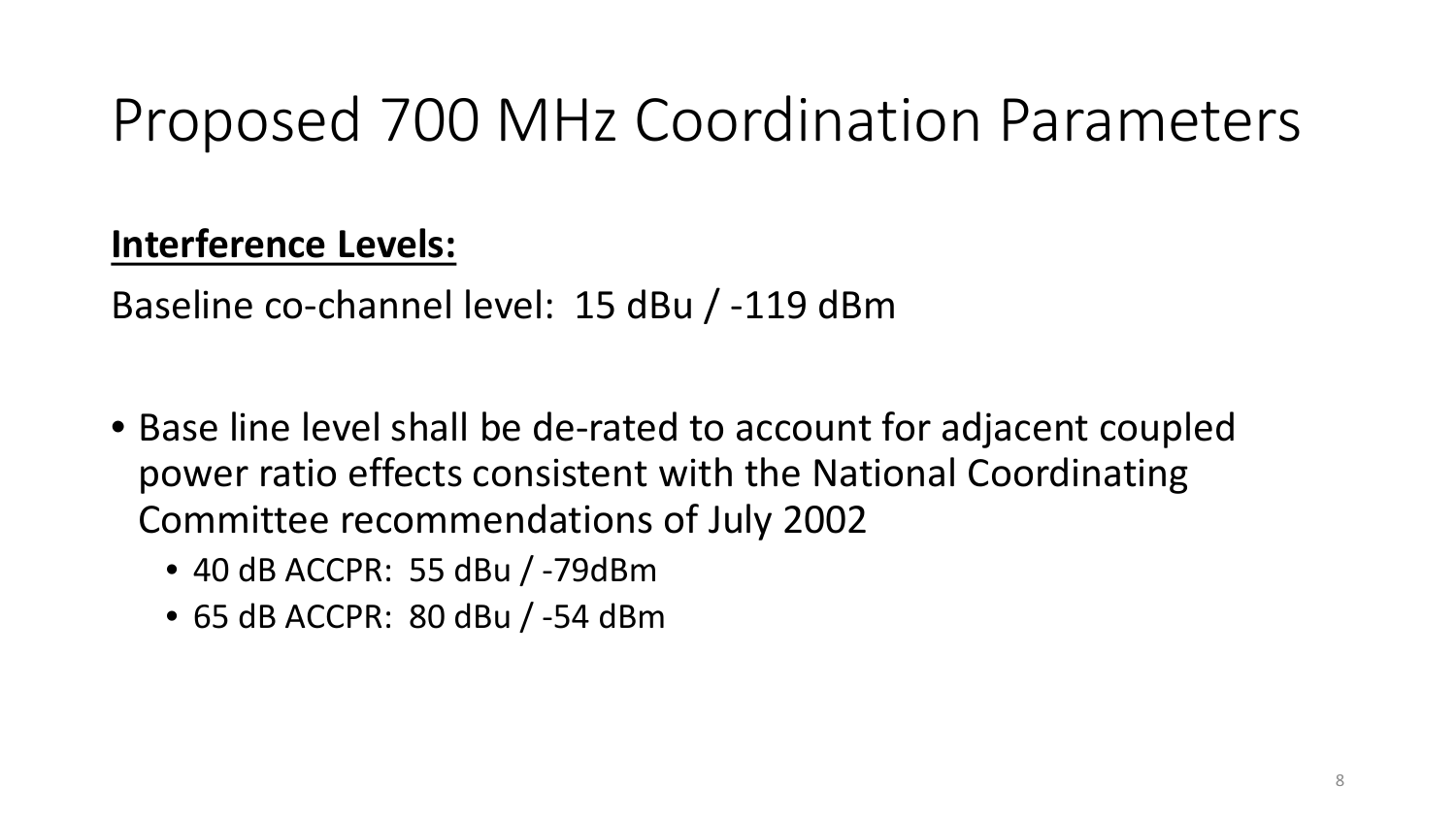# Proposed 700 MHz Coordination Parameters

**Interference Levels:**

Baseline co-channel level: 15 dBu / -119 dBm

- Base line level shall be de-rated to account for adjacent coupled power ratio effects consistent with the National Coordinating Committee recommendations of July 2002
  - 40 dB ACCPR: 55 dBu / -79dBm
  - 65 dB ACCPR: 80 dBu / -54 dBm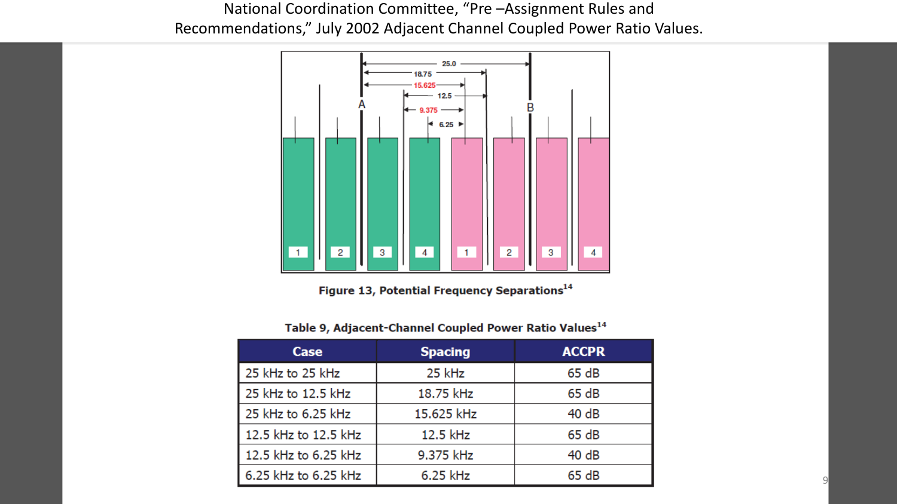National Coordination Committee, "Pre –Assignment Rules and Recommendations," July 2002 Adjacent Channel Coupled Power Ratio Values.

Figure 13, Potential Frequency Separations[14]

Table 9, Adjacent-Channel Coupled Power Ratio Values[14]

| Case | Spacing | ACCPR |
| --- | --- | --- |
| 25 kHz to 25 kHz | 25 kHz | 65 dB |
| 25 kHz to 12.5 kHz | 18.75 kHz | 65 dB |
| 25 kHz to 6.25 kHz | 15.625 kHz | 40 dB |
| 12.5 kHz to 12.5 kHz | 12.5 kHz | 65 dB |
| 12.5 kHz to 6.25 kHz | 9.375 kHz | 40 dB |
| 6.25 kHz to 6.25 kHz | 6.25 kHz | 65 dB |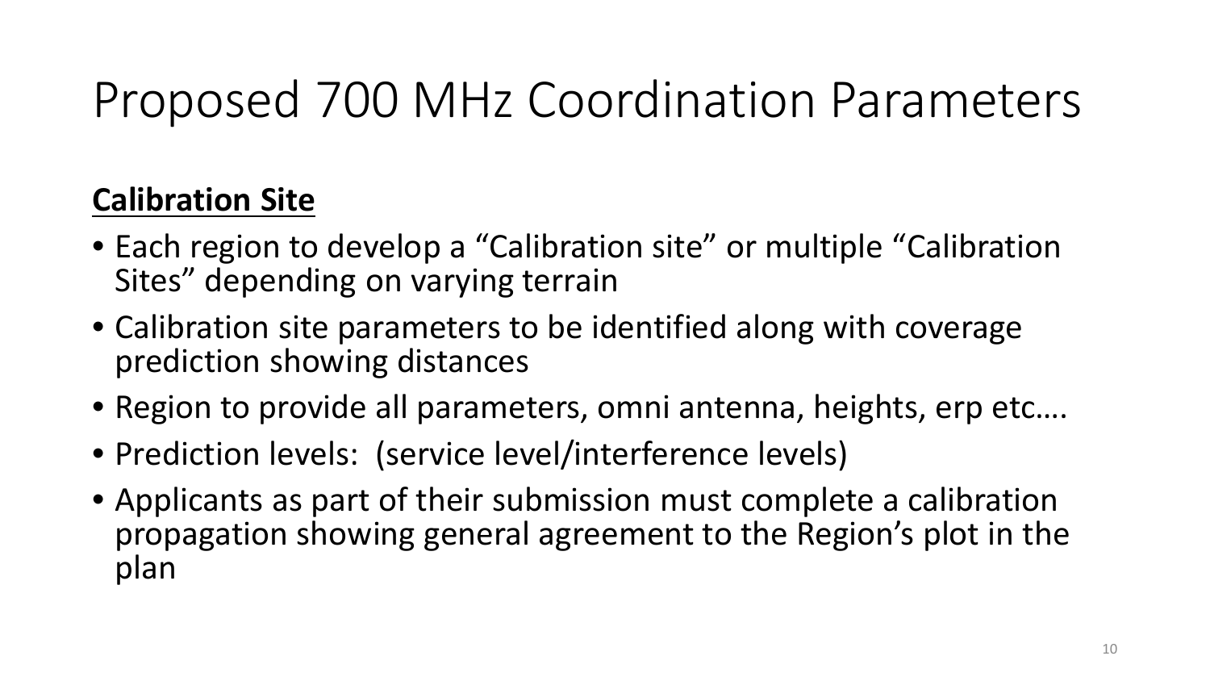# Proposed 700 MHz Coordination Parameters

**Calibration Site**

- Each region to develop a “Calibration site” or multiple “Calibration Sites” depending on varying terrain
- Calibration site parameters to be identified along with coverage prediction showing distances
- Region to provide all parameters, omni antenna, heights, erp etc….
- Prediction levels: (service level/interference levels)
- Applicants as part of their submission must complete a calibration propagation showing general agreement to the Region’s plot in the plan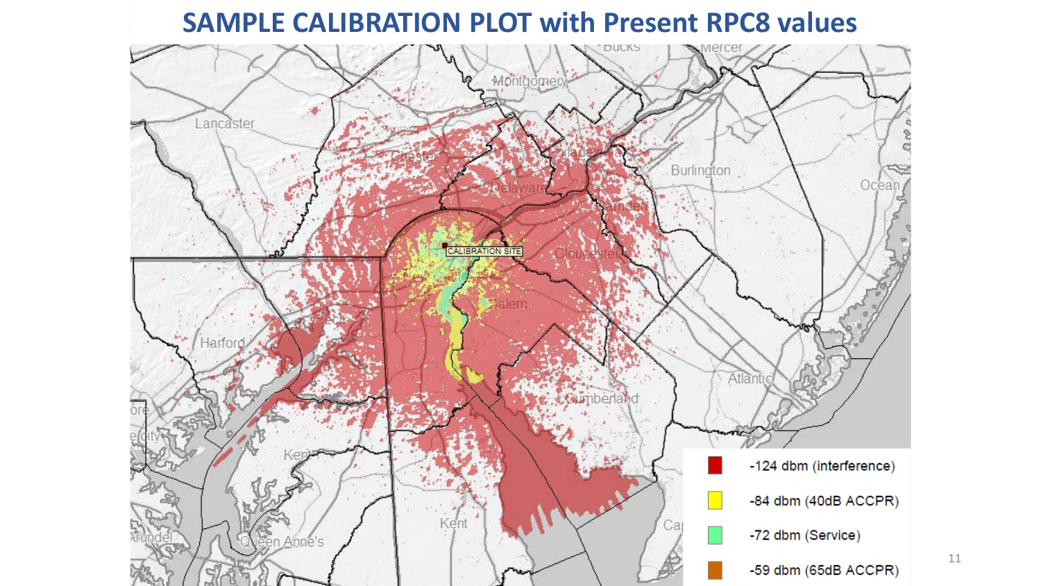# SAMPLE CALIBRATION PLOT with Present RPC8 values

| | |
|---|---|
| Red | -124 dbm (interference) |
| Yellow | -84 dbm (40dB ACCPR) |
| Green | -72 dbm (Service) |
| Orange | -59 dbm (65dB ACCPR) |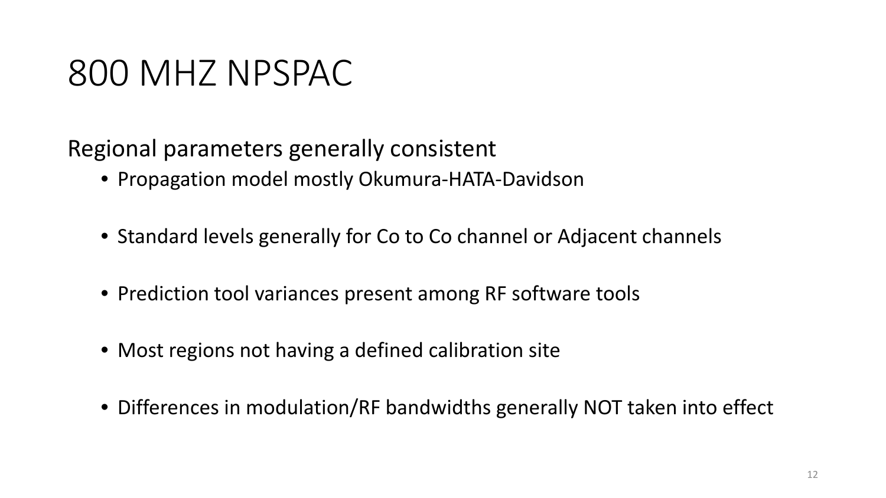# 800 MHZ NPSPAC

Regional parameters generally consistent

- Propagation model mostly Okumura-HATA-Davidson
- Standard levels generally for Co to Co channel or Adjacent channels
- Prediction tool variances present among RF software tools
- Most regions not having a defined calibration site
- Differences in modulation/RF bandwidths generally NOT taken into effect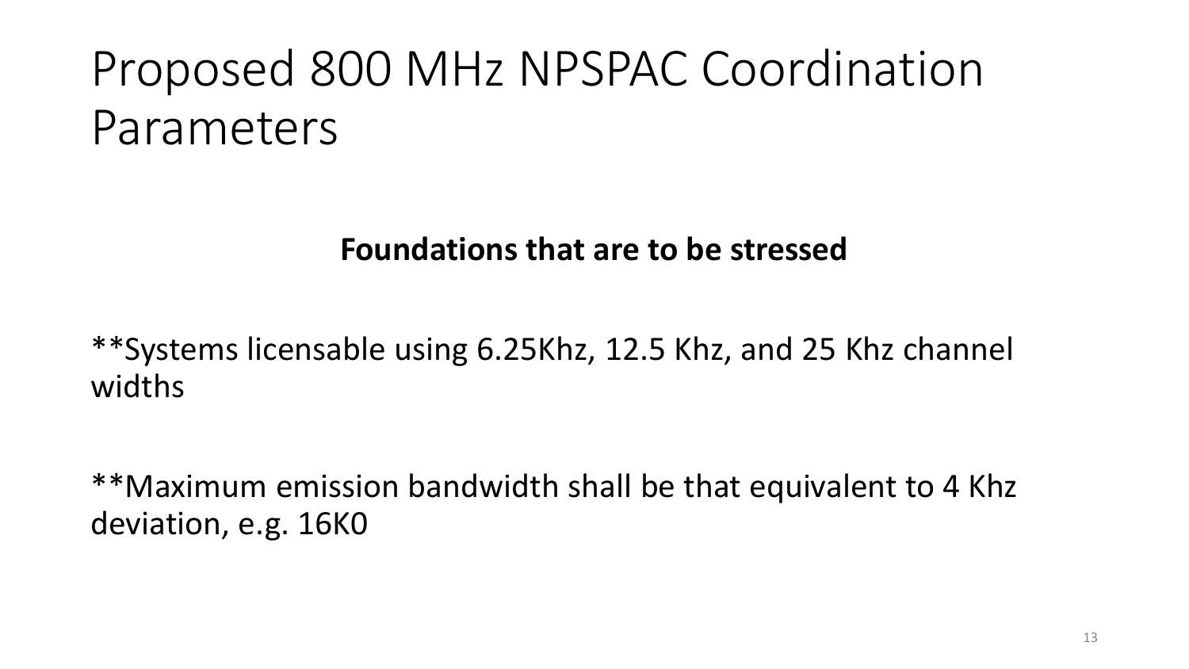# Proposed 800 MHz NPSPAC Coordination Parameters

**Foundations that are to be stressed**

**Systems licensable using 6.25Khz, 12.5 Khz, and 25 Khz channel widths

**Maximum emission bandwidth shall be that equivalent to 4 Khz deviation, e.g. 16K0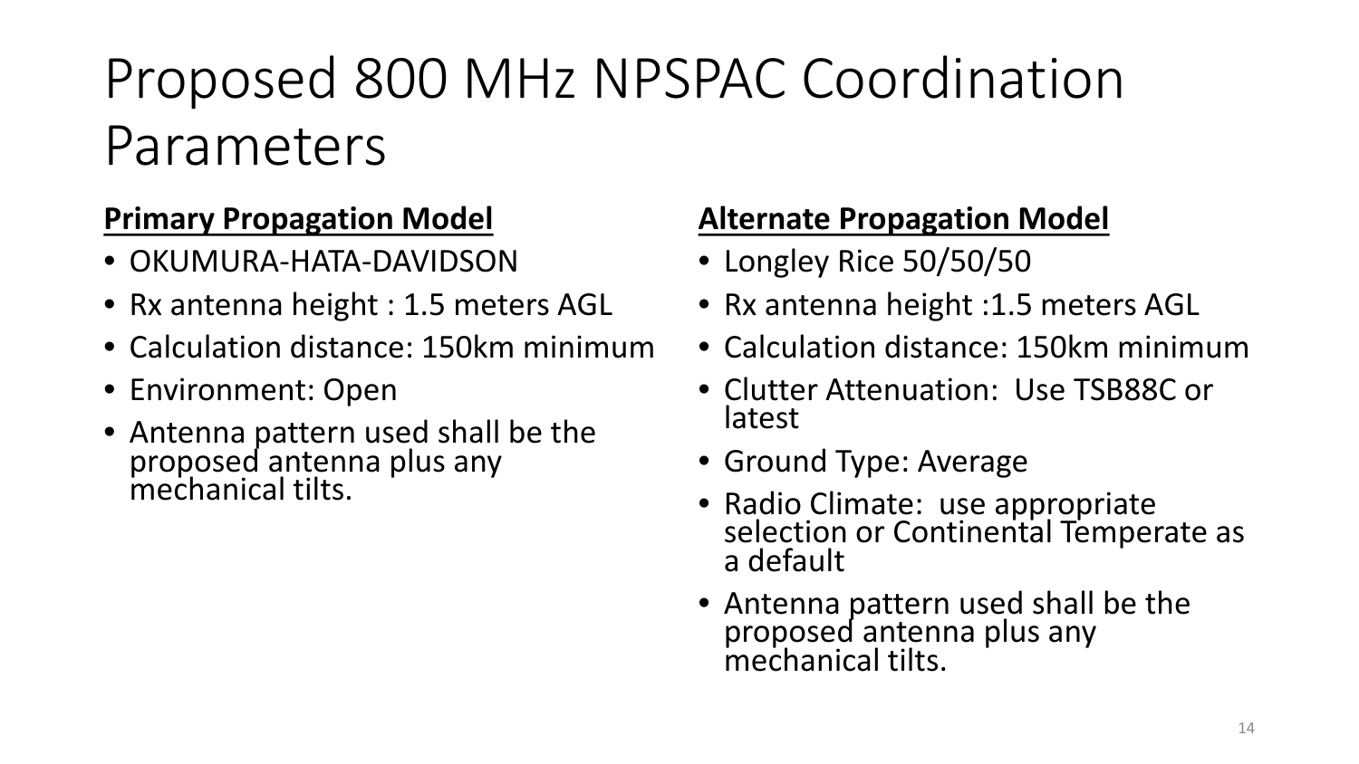# Proposed 800 MHz NPSPAC Coordination Parameters

**Primary Propagation Model**

- OKUMURA-HATA-DAVIDSON
- Rx antenna height : 1.5 meters AGL
- Calculation distance: 150km minimum
- Environment: Open
- Antenna pattern used shall be the proposed antenna plus any mechanical tilts.

**Alternate Propagation Model**

- Longley Rice 50/50/50
- Rx antenna height :1.5 meters AGL
- Calculation distance: 150km minimum
- Clutter Attenuation: Use TSB88C or latest
- Ground Type: Average
- Radio Climate: use appropriate selection or Continental Temperate as a default
- Antenna pattern used shall be the proposed antenna plus any mechanical tilts.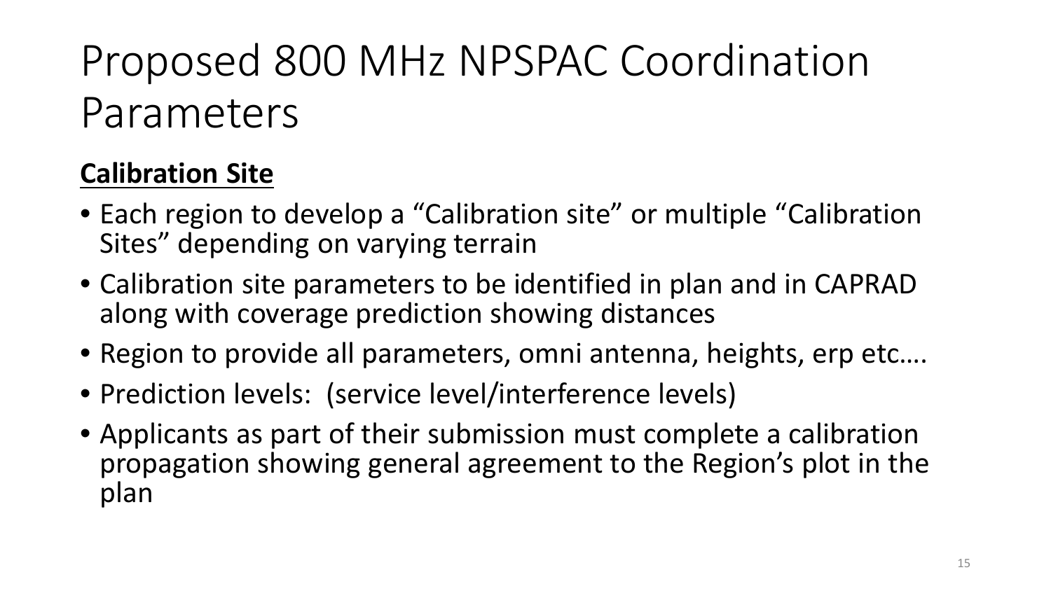# Proposed 800 MHz NPSPAC Coordination Parameters

**Calibration Site**

- Each region to develop a “Calibration site” or multiple “Calibration Sites” depending on varying terrain
- Calibration site parameters to be identified in plan and in CAPRAD along with coverage prediction showing distances
- Region to provide all parameters, omni antenna, heights, erp etc….
- Prediction levels: (service level/interference levels)
- Applicants as part of their submission must complete a calibration propagation showing general agreement to the Region’s plot in the plan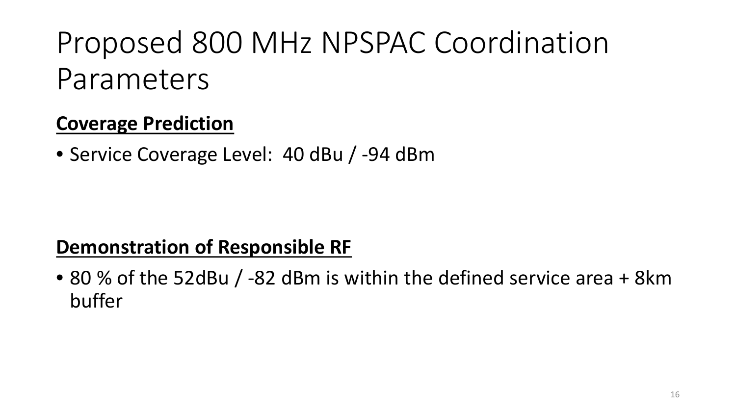# Proposed 800 MHz NPSPAC Coordination Parameters

**Coverage Prediction**

- Service Coverage Level: 40 dBu / -94 dBm

**Demonstration of Responsible RF**

- 80 % of the 52dBu / -82 dBm is within the defined service area + 8km buffer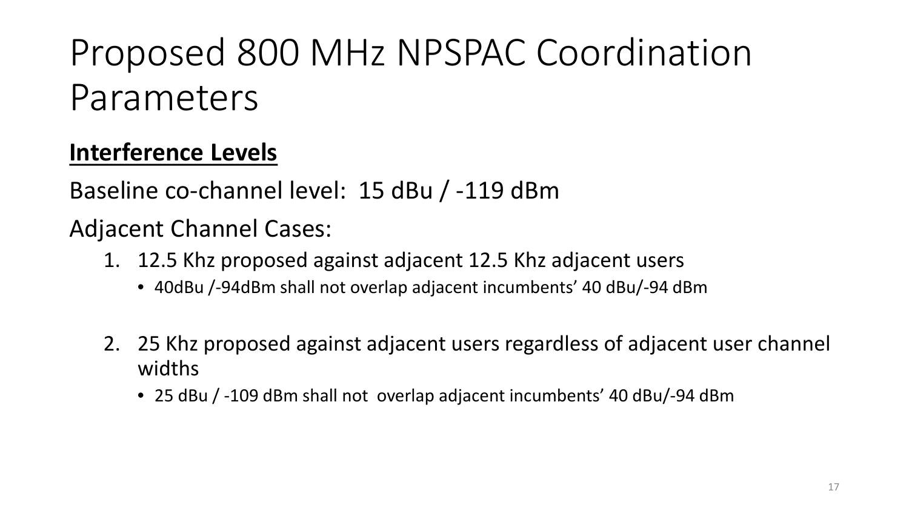# Proposed 800 MHz NPSPAC Coordination Parameters

**Interference Levels**

Baseline co-channel level: 15 dBu / -119 dBm

Adjacent Channel Cases:

1. 12.5 Khz proposed against adjacent 12.5 Khz adjacent users
   - 40dBu /-94dBm shall not overlap adjacent incumbents' 40 dBu/-94 dBm

2. 25 Khz proposed against adjacent users regardless of adjacent user channel widths
   - 25 dBu / -109 dBm shall not overlap adjacent incumbents' 40 dBu/-94 dBm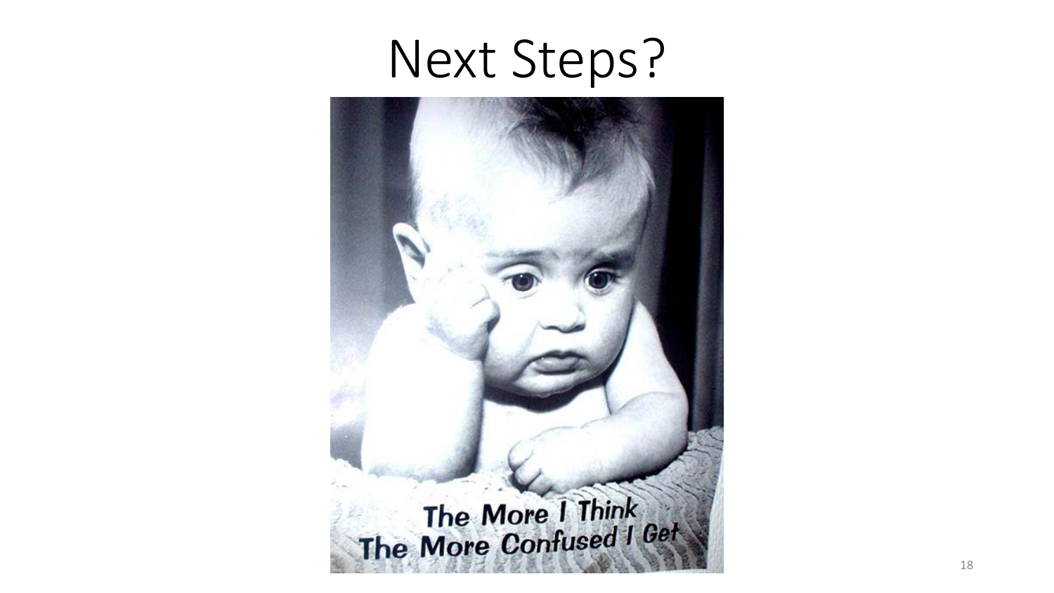# Next Steps?

The More I Think
The More Confused I Get